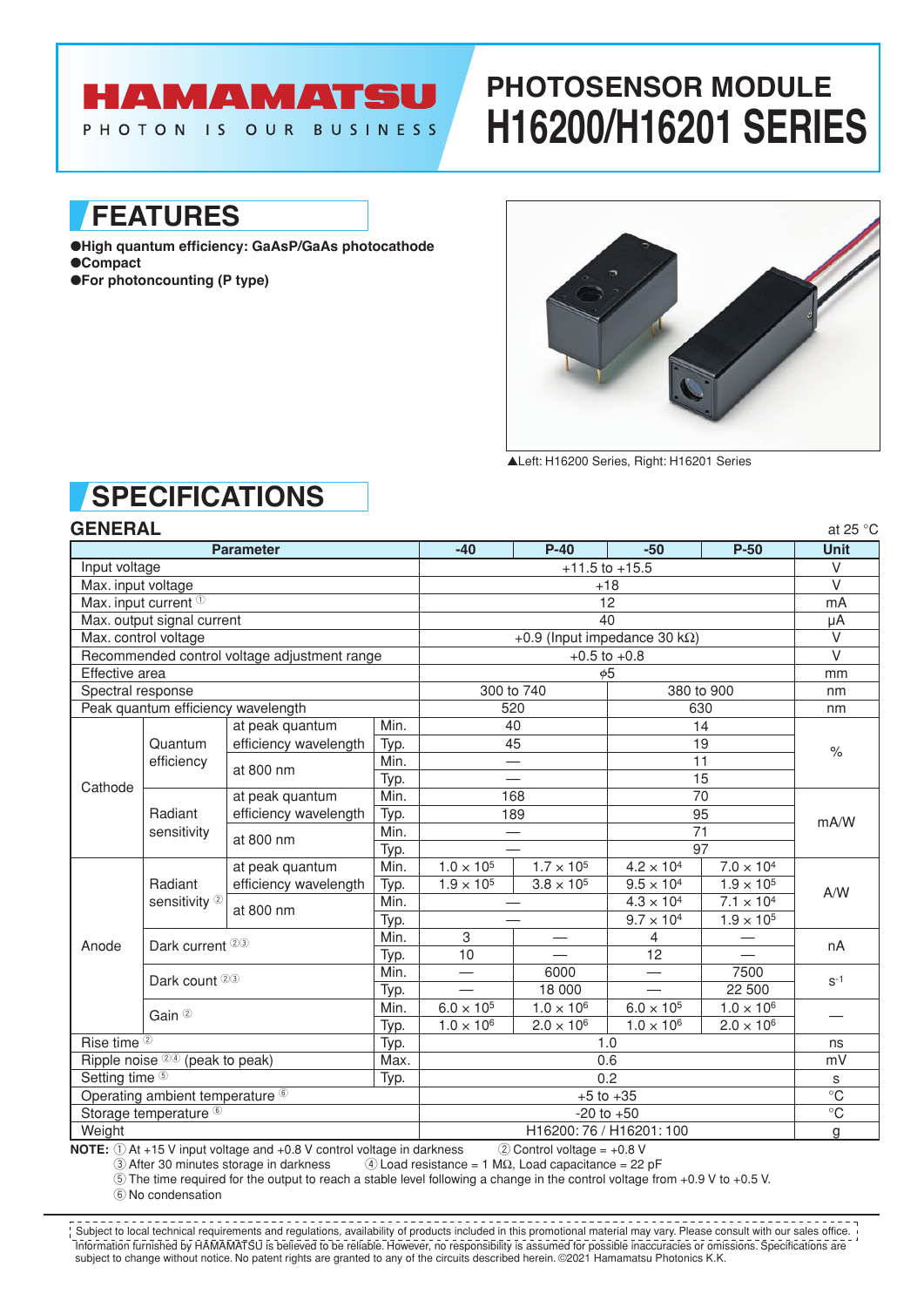HAMAMATSU

PHOTON IS OUR BUSINESS

# PHOTOSENSOR MODULE H16200/H16201 SERIES

## FEATURES

- High quantum efficiency: GaAsP/GaAs photocathode
- Compact
- For photoncounting (P type)

▲Left: H16200 Series, Right: H16201 Series

## SPECIFICATIONS

### GENERAL

at 25 °C

| Parameter | | | | -40 | P-40 | -50 | P-50 | Unit |
|---|---|---|---|---|---|---|---|---|
| Input voltage | | | | +11.5 to +15.5 | | | | V |
| Max. input voltage | | | | +18 | | | | V |
| Max. input current ① | | | | 12 | | | | mA |
| Max. output signal current | | | | 40 | | | | μA |
| Max. control voltage | | | | +0.9 (Input impedance 30 kΩ) | | | | V |
| Recommended control voltage adjustment range | | | | +0.5 to +0.8 | | | | V |
| Effective area | | | | ϕ5 | | | | mm |
| Spectral response | | | | 300 to 740 | | 380 to 900 | | nm |
| Peak quantum efficiency wavelength | | | | 520 | | 630 | | nm |
| Cathode | Quantum efficiency | at peak quantum efficiency wavelength | Min. | 40 | | 14 | | % |
| | | | Typ. | 45 | | 19 | | |
| | | at 800 nm | Min. | — | | 11 | | |
| | | | Typ. | — | | 15 | | |
| | Radiant sensitivity | at peak quantum efficiency wavelength | Min. | 168 | | 70 | | mA/W |
| | | | Typ. | 189 | | 95 | | |
| | | at 800 nm | Min. | — | | 71 | | |
| | | | Typ. | — | | 97 | | |
| Anode | Radiant sensitivity ② | at peak quantum efficiency wavelength | Min. | $1.0 \times 10^5$ | $1.7 \times 10^5$ | $4.2 \times 10^4$ | $7.0 \times 10^4$ | A/W |
| | | | Typ. | $1.9 \times 10^5$ | $3.8 \times 10^5$ | $9.5 \times 10^4$ | $1.9 \times 10^5$ | |
| | | at 800 nm | Min. | — | | $4.3 \times 10^4$ | $7.1 \times 10^4$ | |
| | | | Typ. | — | | $9.7 \times 10^4$ | $1.9 \times 10^5$ | |
| | Dark current ②③ | | Min. | 3 | — | 4 | — | nA |
| | | | Typ. | 10 | — | 12 | — | |
| | Dark count ②③ | | Min. | — | 6000 | — | 7500 | $s^{-1}$ |
| | | | Typ. | — | 18 000 | — | 22 500 | |
| | Gain ② | | Min. | $6.0 \times 10^5$ | $1.0 \times 10^6$ | $6.0 \times 10^5$ | $1.0 \times 10^6$ | — |
| | | | Typ. | $1.0 \times 10^6$ | $2.0 \times 10^6$ | $1.0 \times 10^6$ | $2.0 \times 10^6$ | |
| Rise time ② | | | Typ. | 1.0 | | | | ns |
| Ripple noise ②④ (peak to peak) | | | Max. | 0.6 | | | | mV |
| Setting time ⑤ | | | Typ. | 0.2 | | | | s |
| Operating ambient temperature ⑥ | | | | +5 to +35 | | | | °C |
| Storage temperature ⑥ | | | | -20 to +50 | | | | °C |
| Weight | | | | H16200: 76 / H16201: 100 | | | | g |

**NOTE:** ① At +15 V input voltage and +0.8 V control voltage in darkness ② Control voltage = +0.8 V
③ After 30 minutes storage in darkness ④ Load resistance = 1 MΩ, Load capacitance = 22 pF
⑤ The time required for the output to reach a stable level following a change in the control voltage from +0.9 V to +0.5 V.
⑥ No condensation

Subject to local technical requirements and regulations, availability of products included in this promotional material may vary. Please consult with our sales office.
Information furnished by HAMAMATSU is believed to be reliable. However, no responsibility is assumed for possible inaccuracies or omissions. Specifications are subject to change without notice. No patent rights are granted to any of the circuits described herein. ©2021 Hamamatsu Photonics K.K.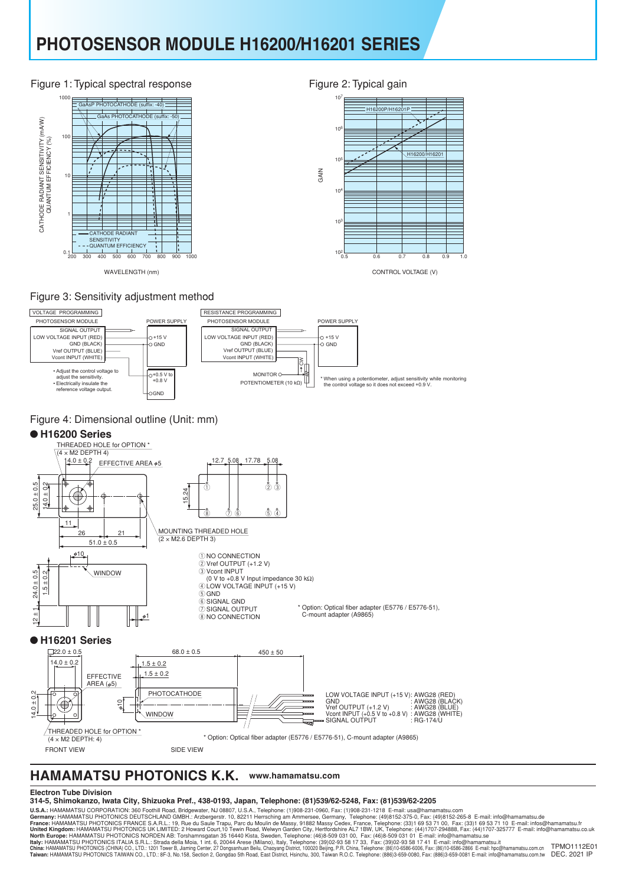# PHOTOSENSOR MODULE H16200/H16201 SERIES

## Figure 1: Typical spectral response

CATHODE RADIANT SENSITIVITY (mA/W)
QUANTUM EFFICIENCY (%)

1000
100
10
1
0.1

200 300 400 500 600 700 800 900 1000

WAVELENGTH (nm)

GaAsP PHOTOCATHODE (suffix: -40)
GaAs PHOTOCATHODE (suffix: -50)

CATHODE RADIANT SENSITIVITY
QUANTUM EFFICIENCY

## Figure 2: Typical gain

GAIN

$10^7$
$10^6$
$10^5$
$10^4$
$10^3$
$10^2$

0.5 0.6 0.7 0.8 0.9 1.0

CONTROL VOLTAGE (V)

H16200P/H16201P
H16200/H16201

## Figure 3: Sensitivity adjustment method

VOLTAGE PROGRAMMING

PHOTOSENSOR MODULE
SIGNAL OUTPUT
LOW VOLTAGE INPUT (RED)
GND (BLACK)
Vref OUTPUT (BLUE)
Vcont INPUT (WHITE)

POWER SUPPLY
+15 V
GND

+0.5 V to +0.8 V
GND

• Adjust the control voltage to adjust the sensitivity.
• Electrically insulate the reference voltage output.

RESISTANCE PROGRAMMING

PHOTOSENSOR MODULE
SIGNAL OUTPUT
LOW VOLTAGE INPUT (RED)
GND (BLACK)
Vref OUTPUT (BLUE)
Vcont INPUT (WHITE)

POWER SUPPLY
+15 V
GND

CW

MONITOR
POTENTIOMETER (10 kΩ)

* When using a potentiometer, adjust sensitivity while monitoring the control voltage so it does not exceed +0.9 V.

## Figure 4: Dimensional outline (Unit: mm)

### ● H16200 Series

THREADED HOLE for OPTION *
(4 × M2 DEPTH 4)
14.0 ± 0.2
EFFECTIVE AREA ϕ5
25.0 ± 0.5
14.0 ± 0.2
11
26
21
51.0 ± 0.5
MOUNTING THREADED HOLE
(2 × M2.6 DEPTH 3)

12.7 5.08 17.78 5.08
15.24

ϕ10
WINDOW
24.0 ± 0.5
1.5 ± 0.2
12 ± 1
ϕ1

① NO CONNECTION
② Vref OUTPUT (+1.2 V)
③ Vcont INPUT
(0 V to +0.8 V Input impedance 30 kΩ)
④ LOW VOLTAGE INPUT (+15 V)
⑤ GND
⑥ SIGNAL GND
⑦ SIGNAL OUTPUT
⑧ NO CONNECTION

* Option: Optical fiber adapter (E5776 / E5776-51), C-mount adapter (A9865)

### ● H16201 Series

□22.0 ± 0.5
14.0 ± 0.2
EFFECTIVE AREA (ϕ5)
14.0 ± 0.2
THREADED HOLE for OPTION *
(4 × M2 DEPTH: 4)
FRONT VIEW

68.0 ± 0.5
450 ± 50
1.5 ± 0.2
1.5 ± 0.2
PHOTOCATHODE
ϕ10
WINDOW
SIDE VIEW

LOW VOLTAGE INPUT (+15 V): AWG28 (RED)
GND : AWG28 (BLACK)
Vref OUTPUT (+1.2 V) : AWG28 (BLUE)
Vcont INPUT (+0.5 V to +0.8 V) : AWG28 (WHITE)
SIGNAL OUTPUT : RG-174/U

* Option: Optical fiber adapter (E5776 / E5776-51), C-mount adapter (A9865)

## HAMAMATSU PHOTONICS K.K. www.hamamatsu.com

**Electron Tube Division**
**314-5, Shimokanzo, Iwata City, Shizuoka Pref., 438-0193, Japan, Telephone: (81)539/62-5248, Fax: (81)539/62-2205**

**U.S.A.:** HAMAMATSU CORPORATION: 360 Foothill Road, Bridgewater, NJ 08807, U.S.A., Telephone: (1)908-231-0960, Fax: (1)908-231-1218 E-mail: usa@hamamatsu.com
**Germany:** HAMAMATSU PHOTONICS DEUTSCHLAND GMBH.: Arzbergerstr. 10, 82211 Herrsching am Ammersee, Germany, Telephone: (49)8152-375-0, Fax: (49)8152-265-8 E-mail: info@hamamatsu.de
**France:** HAMAMATSU PHOTONICS FRANCE S.A.R.L.: 19, Rue du Saule Trapu, Parc du Moulin de Massy, 91882 Massy Cedex, France, Telephone: (33)1 69 53 71 00, Fax: (33)1 69 53 71 10 E-mail: infos@hamamatsu.fr
**United Kingdom:** HAMAMATSU PHOTONICS UK LIMITED: 2 Howard Court,10 Tewin Road, Welwyn Garden City, Hertfordshire AL7 1BW, UK, Telephone: (44)1707-294888, Fax: (44)1707-325777 E-mail: info@hamamatsu.co.uk
**North Europe:** HAMAMATSU PHOTONICS NORDEN AB: Torshamnsgatan 35 16440 Kista, Sweden, Telephone: (46)8-509 031 00, Fax: (46)8-509 031 01 E-mail: info@hamamatsu.se
**Italy:** HAMAMATSU PHOTONICS ITALIA S.R.L.: Strada della Moia, 1 int. 6, 20044 Arese (Milano), Italy, Telephone: (39)02-93 58 17 33, Fax: (39)02-93 58 17 41 E-mail: info@hamamatsu.it
**China:** HAMAMATSU PHOTONICS (CHINA) CO., LTD.: 1201 Tower B, Jiaming Center, 27 Dongsanhuan Beilu, Chaoyang District, 100020 Beijing, P.R. China, Telephone: (86)10-6586-6006, Fax: (86)10-6586-2866 E-mail: hpc@hamamatsu.com.cn
**Taiwan:** HAMAMATSU PHOTONICS TAIWAN CO., LTD.: 8F-3, No.158, Section 2, Gongdao 5th Road, East District, Hsinchu, 300, Taiwan R.O.C. Telephone: (886)3-659-0080, Fax: (886)3-659-0081 E-mail: info@hamamatsu.com.tw

TPMO1112E01
DEC. 2021 IP